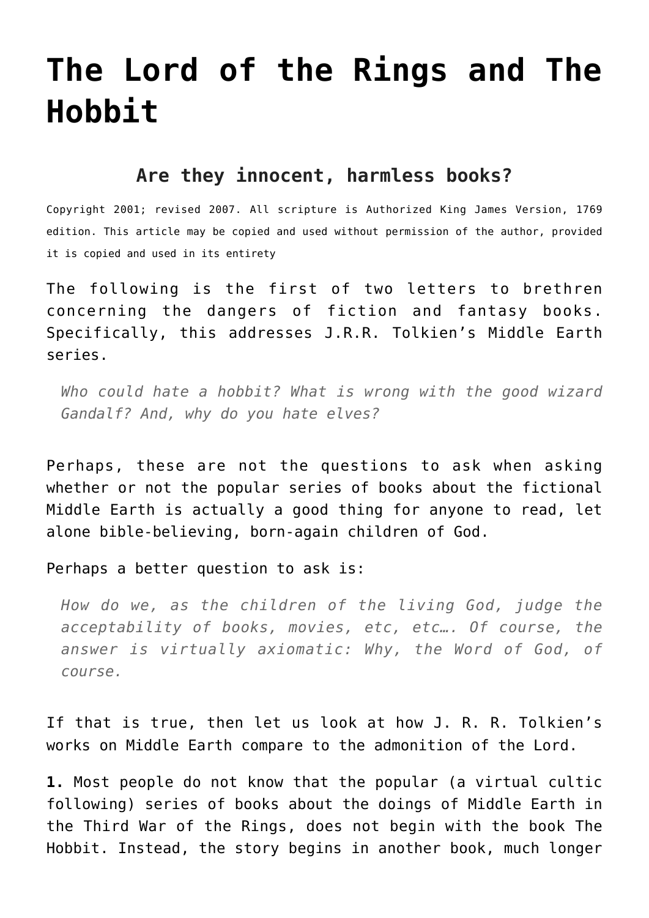# The Lord of the Rings and The Hobbit

### Are they innocent, harmless books?

Copyright 2001; revised 2007. All scripture is Authorized King James Version, 1769 edition. This article may be copied and used without permission of the author, provided it is copied and used in its entirety

The following is the first of two letters to brethren concerning the dangers of fiction and fantasy books. Specifically, this addresses J.R.R. Tolkien's Middle Earth series.

> *Who could hate a hobbit? What is wrong with the good wizard Gandalf? And, why do you hate elves?*

Perhaps, these are not the questions to ask when asking whether or not the popular series of books about the fictional Middle Earth is actually a good thing for anyone to read, let alone bible-believing, born-again children of God.

Perhaps a better question to ask is:

> *How do we, as the children of the living God, judge the acceptability of books, movies, etc, etc…. Of course, the answer is virtually axiomatic: Why, the Word of God, of course.*

If that is true, then let us look at how J. R. R. Tolkien's works on Middle Earth compare to the admonition of the Lord.

**1.** Most people do not know that the popular (a virtual cultic following) series of books about the doings of Middle Earth in the Third War of the Rings, does not begin with the book The Hobbit. Instead, the story begins in another book, much longer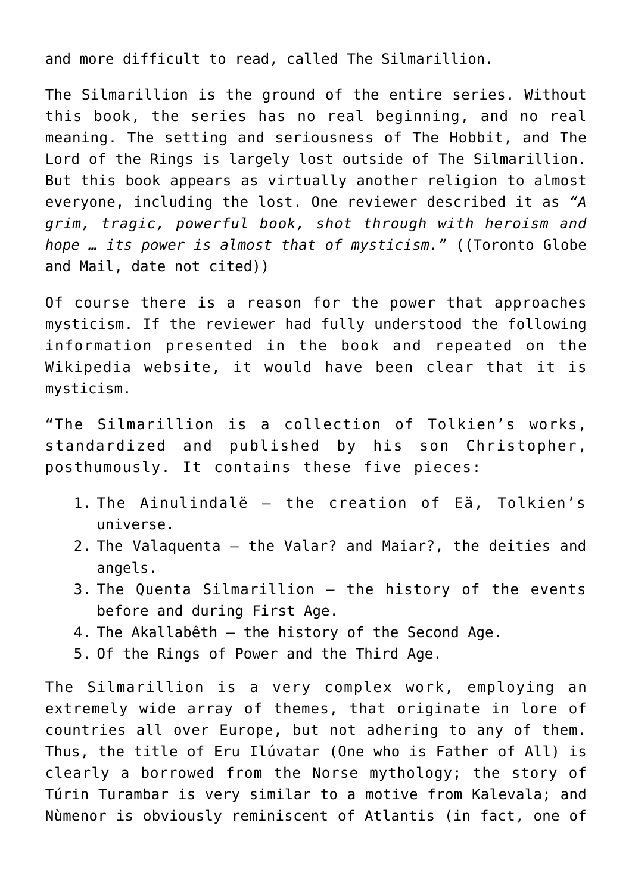and more difficult to read, called The Silmarillion.

The Silmarillion is the ground of the entire series. Without this book, the series has no real beginning, and no real meaning. The setting and seriousness of The Hobbit, and The Lord of the Rings is largely lost outside of The Silmarillion. But this book appears as virtually another religion to almost everyone, including the lost. One reviewer described it as *"A grim, tragic, powerful book, shot through with heroism and hope … its power is almost that of mysticism."* ((Toronto Globe and Mail, date not cited))

Of course there is a reason for the power that approaches mysticism. If the reviewer had fully understood the following information presented in the book and repeated on the Wikipedia website, it would have been clear that it is mysticism.

"The Silmarillion is a collection of Tolkien's works, standardized and published by his son Christopher, posthumously. It contains these five pieces:

1. The Ainulindalë – the creation of Eä, Tolkien's universe.
2. The Valaquenta – the Valar? and Maiar?, the deities and angels.
3. The Quenta Silmarillion – the history of the events before and during First Age.
4. The Akallabêth – the history of the Second Age.
5. Of the Rings of Power and the Third Age.

The Silmarillion is a very complex work, employing an extremely wide array of themes, that originate in lore of countries all over Europe, but not adhering to any of them. Thus, the title of Eru Ilúvatar (One who is Father of All) is clearly a borrowed from the Norse mythology; the story of Túrin Turambar is very similar to a motive from Kalevala; and Nùmenor is obviously reminiscent of Atlantis (in fact, one of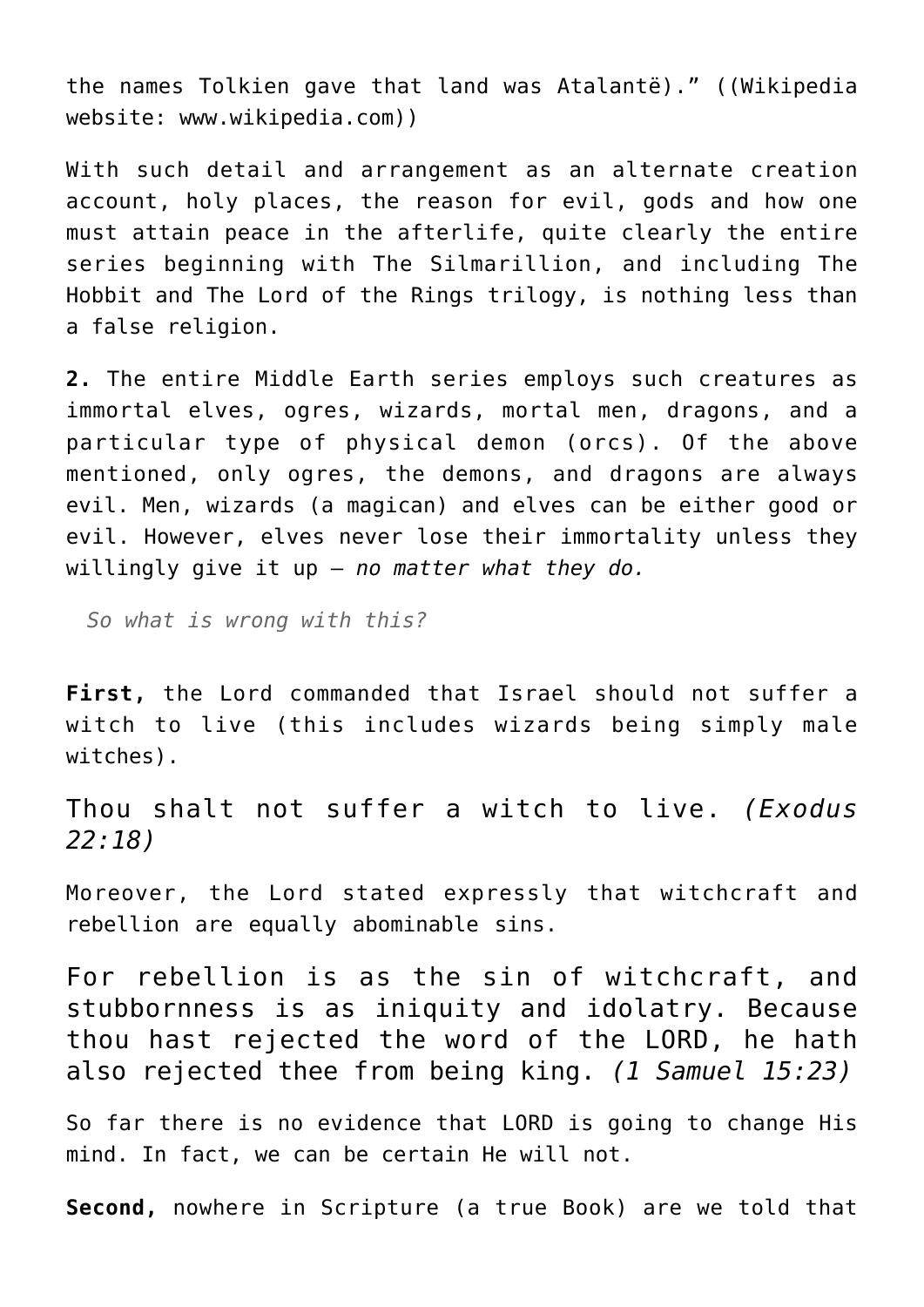the names Tolkien gave that land was Atalantë)." ((Wikipedia website: www.wikipedia.com))

With such detail and arrangement as an alternate creation account, holy places, the reason for evil, gods and how one must attain peace in the afterlife, quite clearly the entire series beginning with The Silmarillion, and including The Hobbit and The Lord of the Rings trilogy, is nothing less than a false religion.

**2.** The entire Middle Earth series employs such creatures as immortal elves, ogres, wizards, mortal men, dragons, and a particular type of physical demon (orcs). Of the above mentioned, only ogres, the demons, and dragons are always evil. Men, wizards (a magican) and elves can be either good or evil. However, elves never lose their immortality unless they willingly give it up – *no matter what they do.*

> *So what is wrong with this?*

**First,** the Lord commanded that Israel should not suffer a witch to live (this includes wizards being simply male witches).

Thou shalt not suffer a witch to live. *(Exodus 22:18)*

Moreover, the Lord stated expressly that witchcraft and rebellion are equally abominable sins.

For rebellion is as the sin of witchcraft, and stubbornness is as iniquity and idolatry. Because thou hast rejected the word of the LORD, he hath also rejected thee from being king. *(1 Samuel 15:23)*

So far there is no evidence that LORD is going to change His mind. In fact, we can be certain He will not.

**Second,** nowhere in Scripture (a true Book) are we told that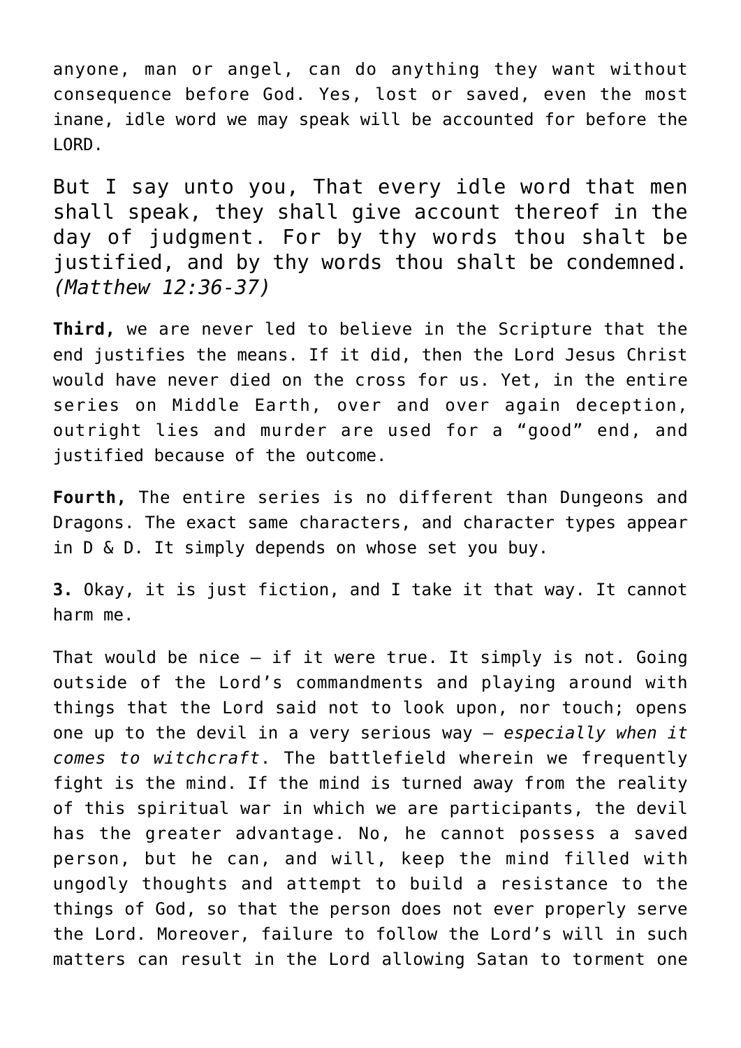anyone, man or angel, can do anything they want without consequence before God. Yes, lost or saved, even the most inane, idle word we may speak will be accounted for before the LORD.

But I say unto you, That every idle word that men shall speak, they shall give account thereof in the day of judgment. For by thy words thou shalt be justified, and by thy words thou shalt be condemned. *(Matthew 12:36-37)*

**Third,** we are never led to believe in the Scripture that the end justifies the means. If it did, then the Lord Jesus Christ would have never died on the cross for us. Yet, in the entire series on Middle Earth, over and over again deception, outright lies and murder are used for a "good" end, and justified because of the outcome.

**Fourth,** The entire series is no different than Dungeons and Dragons. The exact same characters, and character types appear in D & D. It simply depends on whose set you buy.

**3.** Okay, it is just fiction, and I take it that way. It cannot harm me.

That would be nice – if it were true. It simply is not. Going outside of the Lord's commandments and playing around with things that the Lord said not to look upon, nor touch; opens one up to the devil in a very serious way – *especially when it comes to witchcraft*. The battlefield wherein we frequently fight is the mind. If the mind is turned away from the reality of this spiritual war in which we are participants, the devil has the greater advantage. No, he cannot possess a saved person, but he can, and will, keep the mind filled with ungodly thoughts and attempt to build a resistance to the things of God, so that the person does not ever properly serve the Lord. Moreover, failure to follow the Lord's will in such matters can result in the Lord allowing Satan to torment one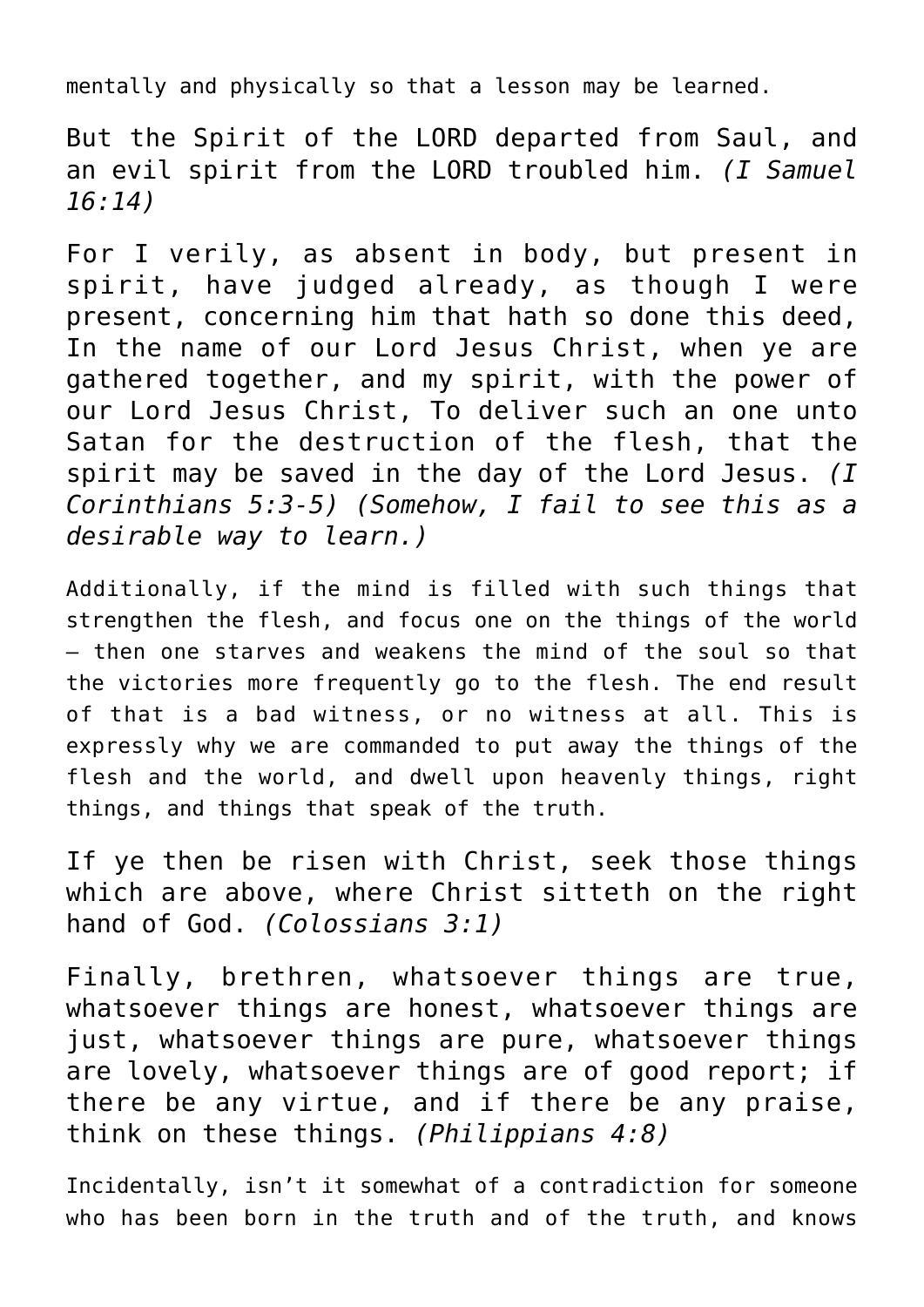mentally and physically so that a lesson may be learned.

But the Spirit of the LORD departed from Saul, and an evil spirit from the LORD troubled him. *(I Samuel 16:14)*

For I verily, as absent in body, but present in spirit, have judged already, as though I were present, concerning him that hath so done this deed, In the name of our Lord Jesus Christ, when ye are gathered together, and my spirit, with the power of our Lord Jesus Christ, To deliver such an one unto Satan for the destruction of the flesh, that the spirit may be saved in the day of the Lord Jesus. *(I Corinthians 5:3-5) (Somehow, I fail to see this as a desirable way to learn.)*

Additionally, if the mind is filled with such things that strengthen the flesh, and focus one on the things of the world – then one starves and weakens the mind of the soul so that the victories more frequently go to the flesh. The end result of that is a bad witness, or no witness at all. This is expressly why we are commanded to put away the things of the flesh and the world, and dwell upon heavenly things, right things, and things that speak of the truth.

If ye then be risen with Christ, seek those things which are above, where Christ sitteth on the right hand of God. *(Colossians 3:1)*

Finally, brethren, whatsoever things are true, whatsoever things are honest, whatsoever things are just, whatsoever things are pure, whatsoever things are lovely, whatsoever things are of good report; if there be any virtue, and if there be any praise, think on these things. *(Philippians 4:8)*

Incidentally, isn't it somewhat of a contradiction for someone who has been born in the truth and of the truth, and knows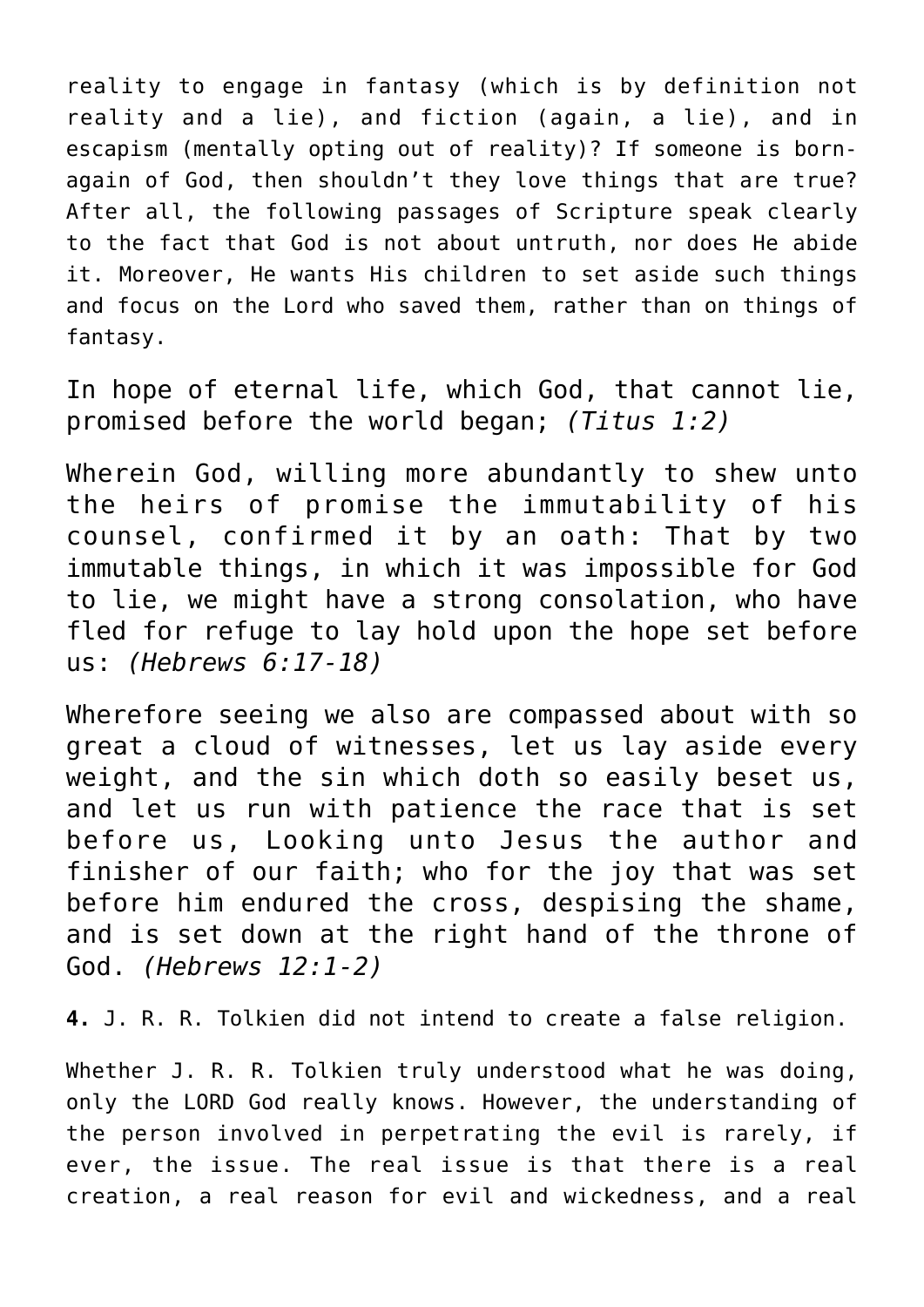reality to engage in fantasy (which is by definition not reality and a lie), and fiction (again, a lie), and in escapism (mentally opting out of reality)? If someone is born-again of God, then shouldn't they love things that are true? After all, the following passages of Scripture speak clearly to the fact that God is not about untruth, nor does He abide it. Moreover, He wants His children to set aside such things and focus on the Lord who saved them, rather than on things of fantasy.

In hope of eternal life, which God, that cannot lie, promised before the world began; *(Titus 1:2)*

Wherein God, willing more abundantly to shew unto the heirs of promise the immutability of his counsel, confirmed it by an oath: That by two immutable things, in which it was impossible for God to lie, we might have a strong consolation, who have fled for refuge to lay hold upon the hope set before us: *(Hebrews 6:17-18)*

Wherefore seeing we also are compassed about with so great a cloud of witnesses, let us lay aside every weight, and the sin which doth so easily beset us, and let us run with patience the race that is set before us, Looking unto Jesus the author and finisher of our faith; who for the joy that was set before him endured the cross, despising the shame, and is set down at the right hand of the throne of God. *(Hebrews 12:1-2)*

**4.** J. R. R. Tolkien did not intend to create a false religion.

Whether J. R. R. Tolkien truly understood what he was doing, only the LORD God really knows. However, the understanding of the person involved in perpetrating the evil is rarely, if ever, the issue. The real issue is that there is a real creation, a real reason for evil and wickedness, and a real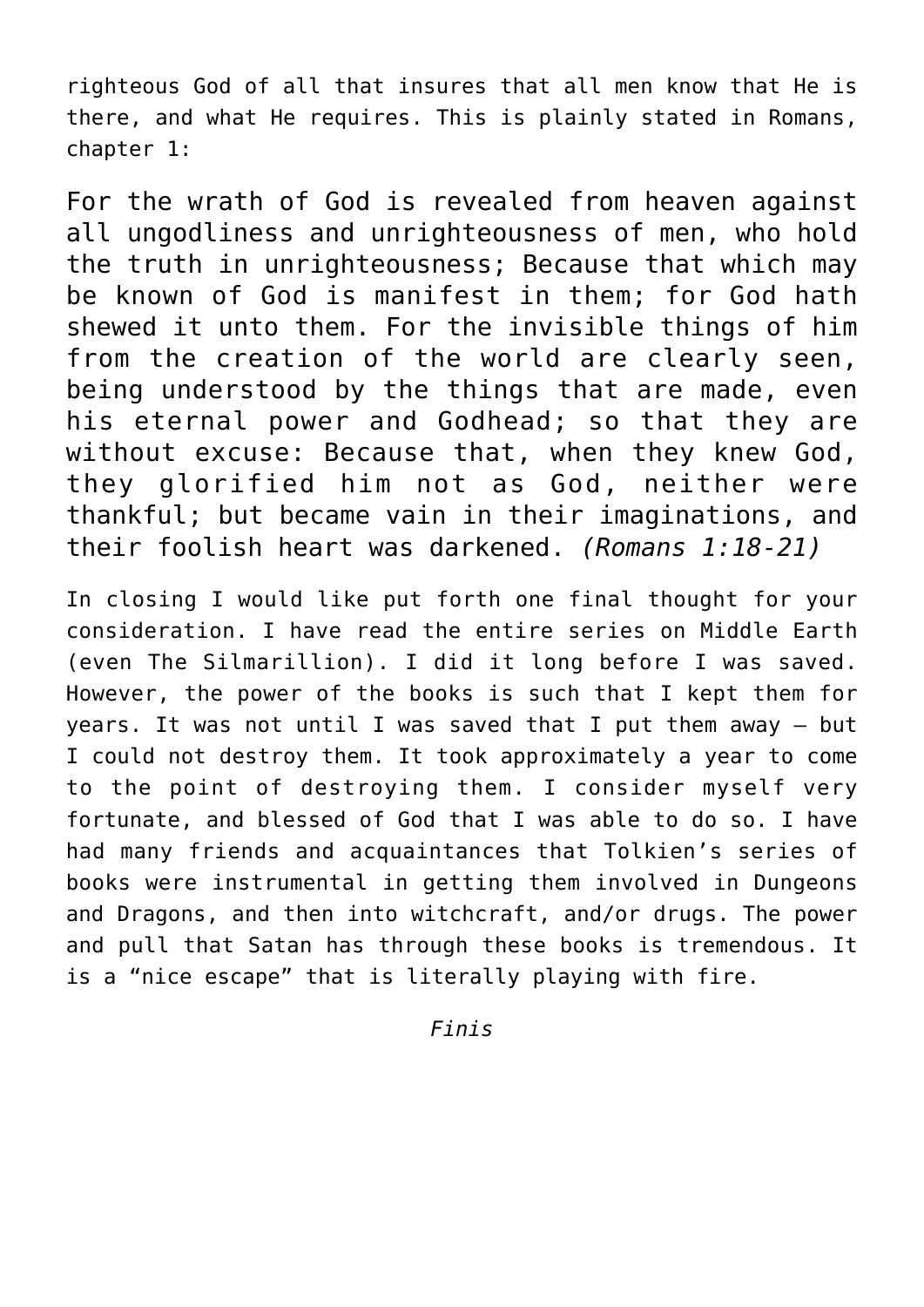righteous God of all that insures that all men know that He is there, and what He requires. This is plainly stated in Romans, chapter 1:

> For the wrath of God is revealed from heaven against all ungodliness and unrighteousness of men, who hold the truth in unrighteousness; Because that which may be known of God is manifest in them; for God hath shewed it unto them. For the invisible things of him from the creation of the world are clearly seen, being understood by the things that are made, even his eternal power and Godhead; so that they are without excuse: Because that, when they knew God, they glorified him not as God, neither were thankful; but became vain in their imaginations, and their foolish heart was darkened. *(Romans 1:18-21)*

In closing I would like put forth one final thought for your consideration. I have read the entire series on Middle Earth (even The Silmarillion). I did it long before I was saved. However, the power of the books is such that I kept them for years. It was not until I was saved that I put them away – but I could not destroy them. It took approximately a year to come to the point of destroying them. I consider myself very fortunate, and blessed of God that I was able to do so. I have had many friends and acquaintances that Tolkien's series of books were instrumental in getting them involved in Dungeons and Dragons, and then into witchcraft, and/or drugs. The power and pull that Satan has through these books is tremendous. It is a "nice escape" that is literally playing with fire.

*Finis*